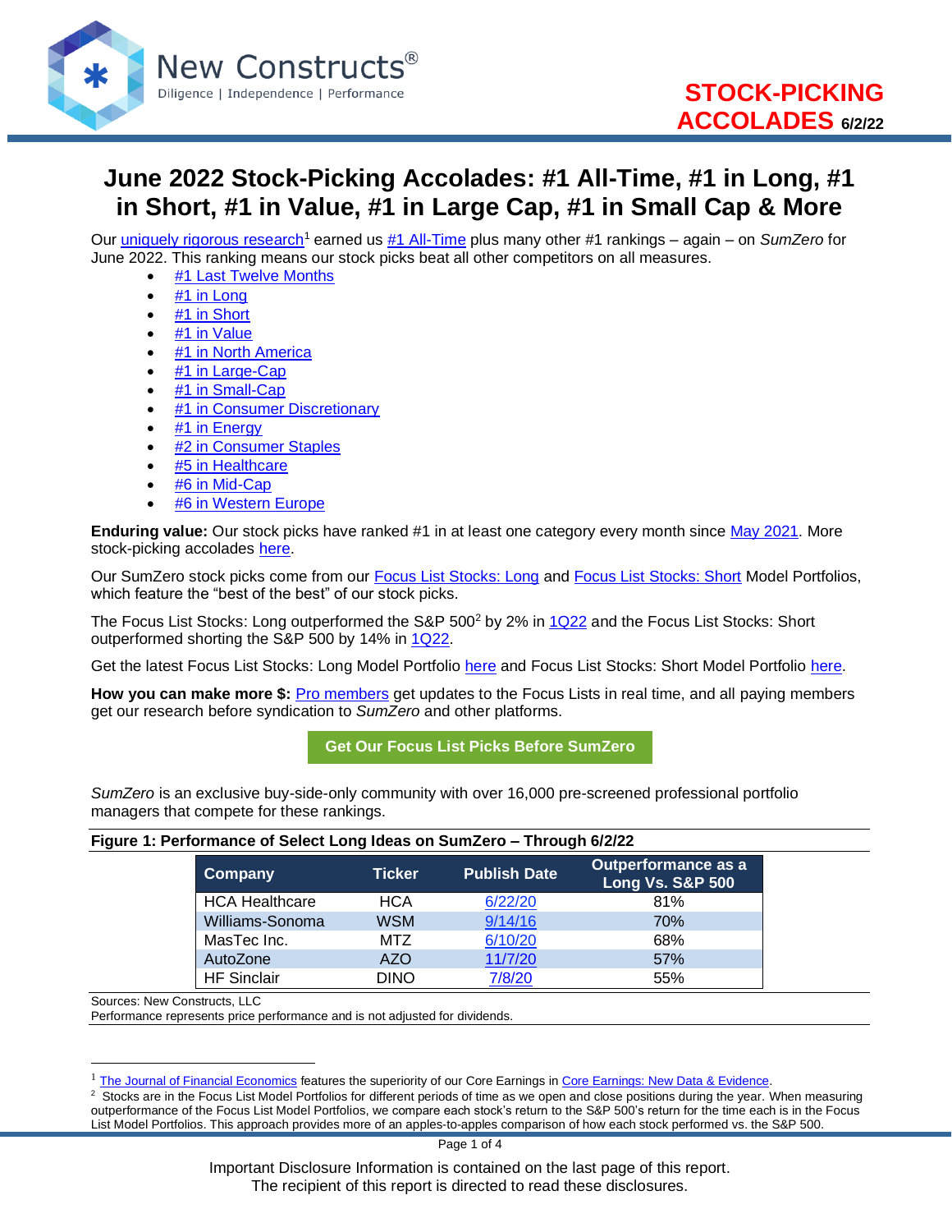# June 2022 Stock-Picking Accolades: #1 All-Time, #1 in Long, #1 in Short, #1 in Value, #1 in Large Cap, #1 in Small Cap & More

Our uniquely rigorous research[1] earned us #1 All-Time plus many other #1 rankings – again – on *SumZero* for June 2022. This ranking means our stock picks beat all other competitors on all measures.

- #1 Last Twelve Months
- #1 in Long
- #1 in Short
- #1 in Value
- #1 in North America
- #1 in Large-Cap
- #1 in Small-Cap
- #1 in Consumer Discretionary
- #1 in Energy
- #2 in Consumer Staples
- #5 in Healthcare
- #6 in Mid-Cap
- #6 in Western Europe

**Enduring value:** Our stock picks have ranked #1 in at least one category every month since May 2021. More stock-picking accolades here.

Our SumZero stock picks come from our Focus List Stocks: Long and Focus List Stocks: Short Model Portfolios, which feature the "best of the best" of our stock picks.

The Focus List Stocks: Long outperformed the S&P 500[2] by 2% in 1Q22 and the Focus List Stocks: Short outperformed shorting the S&P 500 by 14% in 1Q22.

Get the latest Focus List Stocks: Long Model Portfolio here and Focus List Stocks: Short Model Portfolio here.

**How you can make more $:** Pro members get updates to the Focus Lists in real time, and all paying members get our research before syndication to *SumZero* and other platforms.

**Get Our Focus List Picks Before SumZero**

*SumZero* is an exclusive buy-side-only community with over 16,000 pre-screened professional portfolio managers that compete for these rankings.

**Figure 1: Performance of Select Long Ideas on SumZero – Through 6/2/22**

| Company | Ticker | Publish Date | Outperformance as a Long Vs. S&P 500 |
|---|---|---|---|
| HCA Healthcare | HCA | 6/22/20 | 81% |
| Williams-Sonoma | WSM | 9/14/16 | 70% |
| MasTec Inc. | MTZ | 6/10/20 | 68% |
| AutoZone | AZO | 11/7/20 | 57% |
| HF Sinclair | DINO | 7/8/20 | 55% |

Sources: New Constructs, LLC
Performance represents price performance and is not adjusted for dividends.

[1] The Journal of Financial Economics features the superiority of our Core Earnings in Core Earnings: New Data & Evidence.

[2] Stocks are in the Focus List Model Portfolios for different periods of time as we open and close positions during the year. When measuring outperformance of the Focus List Model Portfolios, we compare each stock's return to the S&P 500's return for the time each is in the Focus List Model Portfolios. This approach provides more of an apples-to-apples comparison of how each stock performed vs. the S&P 500.

Important Disclosure Information is contained on the last page of this report.
The recipient of this report is directed to read these disclosures.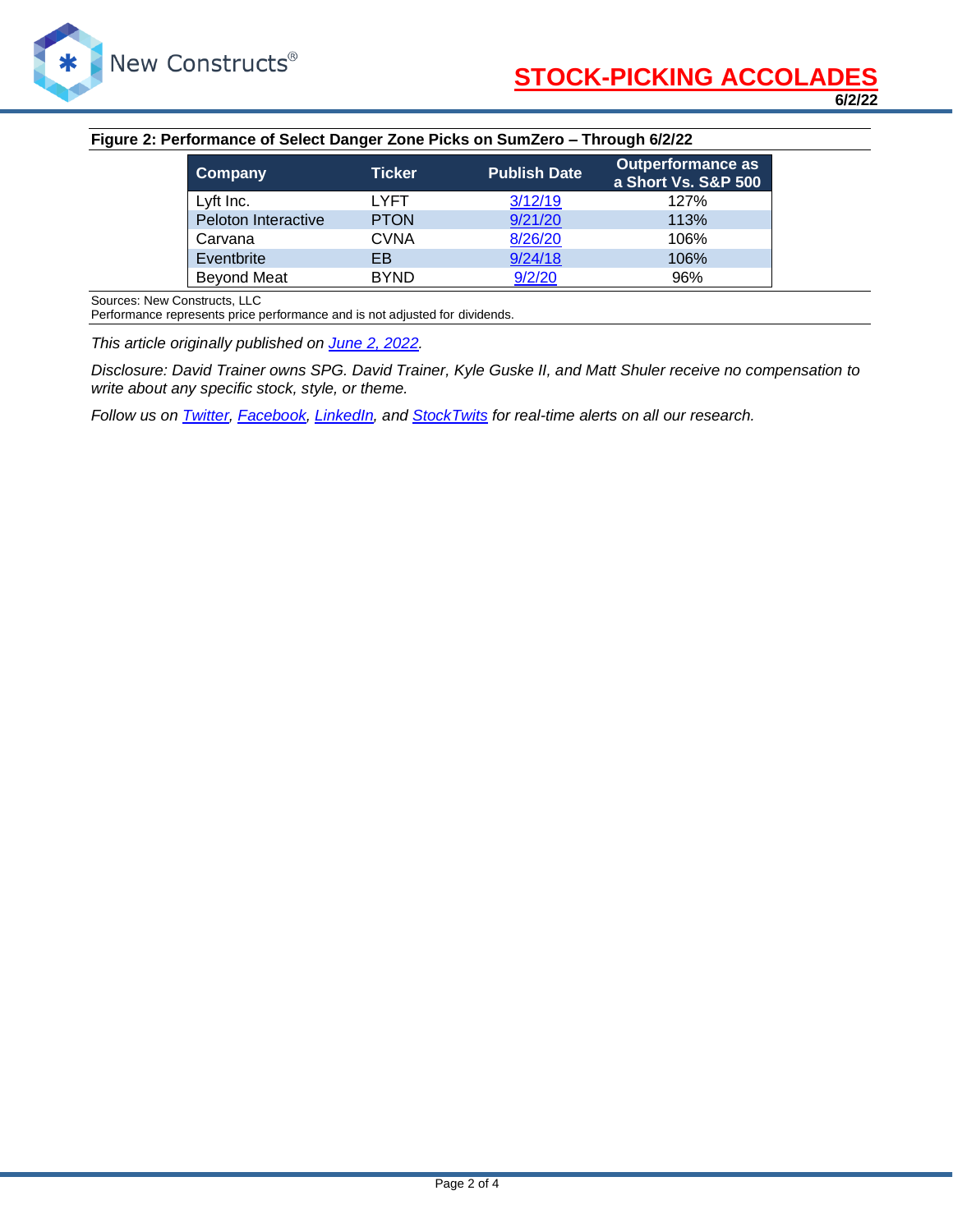**Figure 2: Performance of Select Danger Zone Picks on SumZero – Through 6/2/22**

| Company | Ticker | Publish Date | Outperformance as a Short Vs. S&P 500 |
|---|---|---|---|
| Lyft Inc. | LYFT | [3/12/19]() | 127% |
| Peloton Interactive | PTON | [9/21/20]() | 113% |
| Carvana | CVNA | [8/26/20]() | 106% |
| Eventbrite | EB | [9/24/18]() | 106% |
| Beyond Meat | BYND | [9/2/20]() | 96% |

Sources: New Constructs, LLC
Performance represents price performance and is not adjusted for dividends.

*This article originally published on [June 2, 2022]().*

*Disclosure: David Trainer owns SPG. David Trainer, Kyle Guske II, and Matt Shuler receive no compensation to write about any specific stock, style, or theme.*

*Follow us on [Twitter](), [Facebook](), [LinkedIn](), and [StockTwits]() for real-time alerts on all our research.*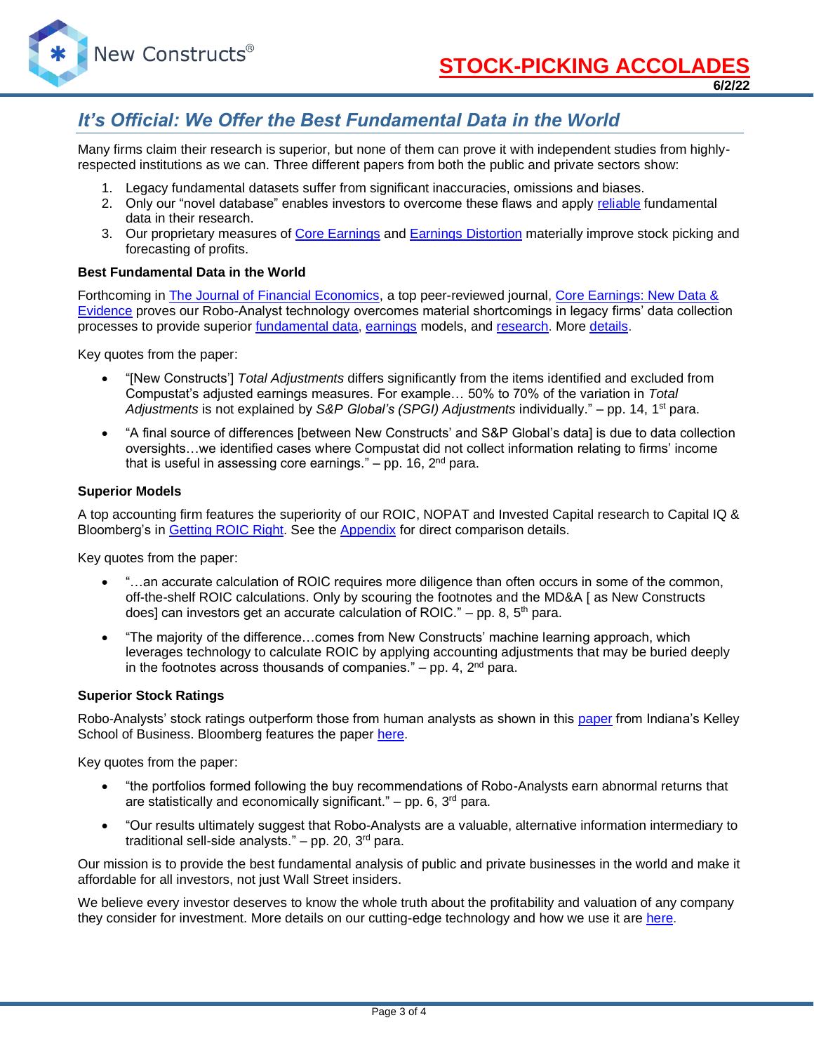## STOCK-PICKING ACCOLADES

6/2/22

# It's Official: We Offer the Best Fundamental Data in the World

Many firms claim their research is superior, but none of them can prove it with independent studies from highly-respected institutions as we can. Three different papers from both the public and private sectors show:

1. Legacy fundamental datasets suffer from significant inaccuracies, omissions and biases.
2. Only our "novel database" enables investors to overcome these flaws and apply reliable fundamental data in their research.
3. Our proprietary measures of Core Earnings and Earnings Distortion materially improve stock picking and forecasting of profits.

**Best Fundamental Data in the World**

Forthcoming in The Journal of Financial Economics, a top peer-reviewed journal, Core Earnings: New Data & Evidence proves our Robo-Analyst technology overcomes material shortcomings in legacy firms' data collection processes to provide superior fundamental data, earnings models, and research. More details.

Key quotes from the paper:

- "[New Constructs'] *Total Adjustments* differs significantly from the items identified and excluded from Compustat's adjusted earnings measures. For example… 50% to 70% of the variation in *Total Adjustments* is not explained by *S&P Global's (SPGI) Adjustments* individually." – pp. 14, 1st para.
- "A final source of differences [between New Constructs' and S&P Global's data] is due to data collection oversights…we identified cases where Compustat did not collect information relating to firms' income that is useful in assessing core earnings." – pp. 16, 2nd para.

**Superior Models**

A top accounting firm features the superiority of our ROIC, NOPAT and Invested Capital research to Capital IQ & Bloomberg's in Getting ROIC Right. See the Appendix for direct comparison details.

Key quotes from the paper:

- "…an accurate calculation of ROIC requires more diligence than often occurs in some of the common, off-the-shelf ROIC calculations. Only by scouring the footnotes and the MD&A [ as New Constructs does] can investors get an accurate calculation of ROIC." – pp. 8, 5th para.
- "The majority of the difference…comes from New Constructs' machine learning approach, which leverages technology to calculate ROIC by applying accounting adjustments that may be buried deeply in the footnotes across thousands of companies." – pp. 4, 2nd para.

**Superior Stock Ratings**

Robo-Analysts' stock ratings outperform those from human analysts as shown in this paper from Indiana's Kelley School of Business. Bloomberg features the paper here.

Key quotes from the paper:

- "the portfolios formed following the buy recommendations of Robo-Analysts earn abnormal returns that are statistically and economically significant." – pp. 6, 3rd para.
- "Our results ultimately suggest that Robo-Analysts are a valuable, alternative information intermediary to traditional sell-side analysts." – pp. 20, 3rd para.

Our mission is to provide the best fundamental analysis of public and private businesses in the world and make it affordable for all investors, not just Wall Street insiders.

We believe every investor deserves to know the whole truth about the profitability and valuation of any company they consider for investment. More details on our cutting-edge technology and how we use it are here.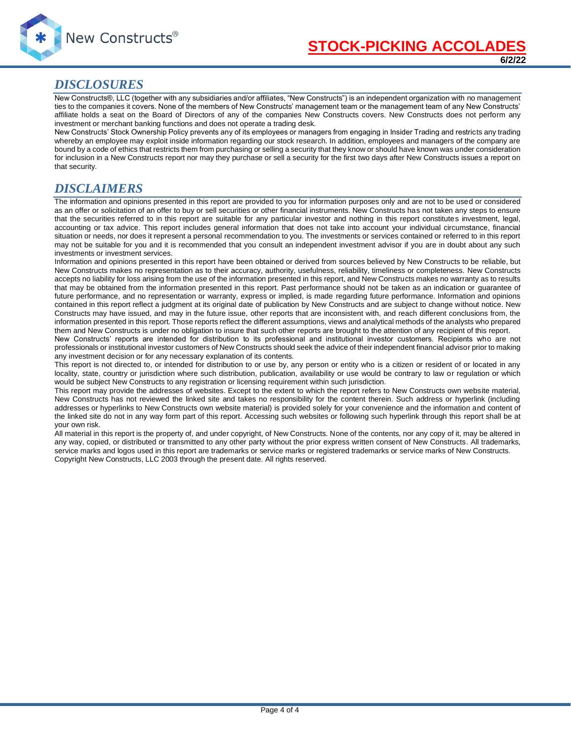## *DISCLOSURES*

New Constructs®, LLC (together with any subsidiaries and/or affiliates, "New Constructs") is an independent organization with no management ties to the companies it covers. None of the members of New Constructs' management team or the management team of any New Constructs' affiliate holds a seat on the Board of Directors of any of the companies New Constructs covers. New Constructs does not perform any investment or merchant banking functions and does not operate a trading desk.

New Constructs' Stock Ownership Policy prevents any of its employees or managers from engaging in Insider Trading and restricts any trading whereby an employee may exploit inside information regarding our stock research. In addition, employees and managers of the company are bound by a code of ethics that restricts them from purchasing or selling a security that they know or should have known was under consideration for inclusion in a New Constructs report nor may they purchase or sell a security for the first two days after New Constructs issues a report on that security.

## *DISCLAIMERS*

The information and opinions presented in this report are provided to you for information purposes only and are not to be used or considered as an offer or solicitation of an offer to buy or sell securities or other financial instruments. New Constructs has not taken any steps to ensure that the securities referred to in this report are suitable for any particular investor and nothing in this report constitutes investment, legal, accounting or tax advice. This report includes general information that does not take into account your individual circumstance, financial situation or needs, nor does it represent a personal recommendation to you. The investments or services contained or referred to in this report may not be suitable for you and it is recommended that you consult an independent investment advisor if you are in doubt about any such investments or investment services.

Information and opinions presented in this report have been obtained or derived from sources believed by New Constructs to be reliable, but New Constructs makes no representation as to their accuracy, authority, usefulness, reliability, timeliness or completeness. New Constructs accepts no liability for loss arising from the use of the information presented in this report, and New Constructs makes no warranty as to results that may be obtained from the information presented in this report. Past performance should not be taken as an indication or guarantee of future performance, and no representation or warranty, express or implied, is made regarding future performance. Information and opinions contained in this report reflect a judgment at its original date of publication by New Constructs and are subject to change without notice. New Constructs may have issued, and may in the future issue, other reports that are inconsistent with, and reach different conclusions from, the information presented in this report. Those reports reflect the different assumptions, views and analytical methods of the analysts who prepared them and New Constructs is under no obligation to insure that such other reports are brought to the attention of any recipient of this report.

New Constructs' reports are intended for distribution to its professional and institutional investor customers. Recipients who are not professionals or institutional investor customers of New Constructs should seek the advice of their independent financial advisor prior to making any investment decision or for any necessary explanation of its contents.

This report is not directed to, or intended for distribution to or use by, any person or entity who is a citizen or resident of or located in any locality, state, country or jurisdiction where such distribution, publication, availability or use would be contrary to law or regulation or which would be subject New Constructs to any registration or licensing requirement within such jurisdiction.

This report may provide the addresses of websites. Except to the extent to which the report refers to New Constructs own website material, New Constructs has not reviewed the linked site and takes no responsibility for the content therein. Such address or hyperlink (including addresses or hyperlinks to New Constructs own website material) is provided solely for your convenience and the information and content of the linked site do not in any way form part of this report. Accessing such websites or following such hyperlink through this report shall be at your own risk.

All material in this report is the property of, and under copyright, of New Constructs. None of the contents, nor any copy of it, may be altered in any way, copied, or distributed or transmitted to any other party without the prior express written consent of New Constructs. All trademarks, service marks and logos used in this report are trademarks or service marks or registered trademarks or service marks of New Constructs.

Copyright New Constructs, LLC 2003 through the present date. All rights reserved.